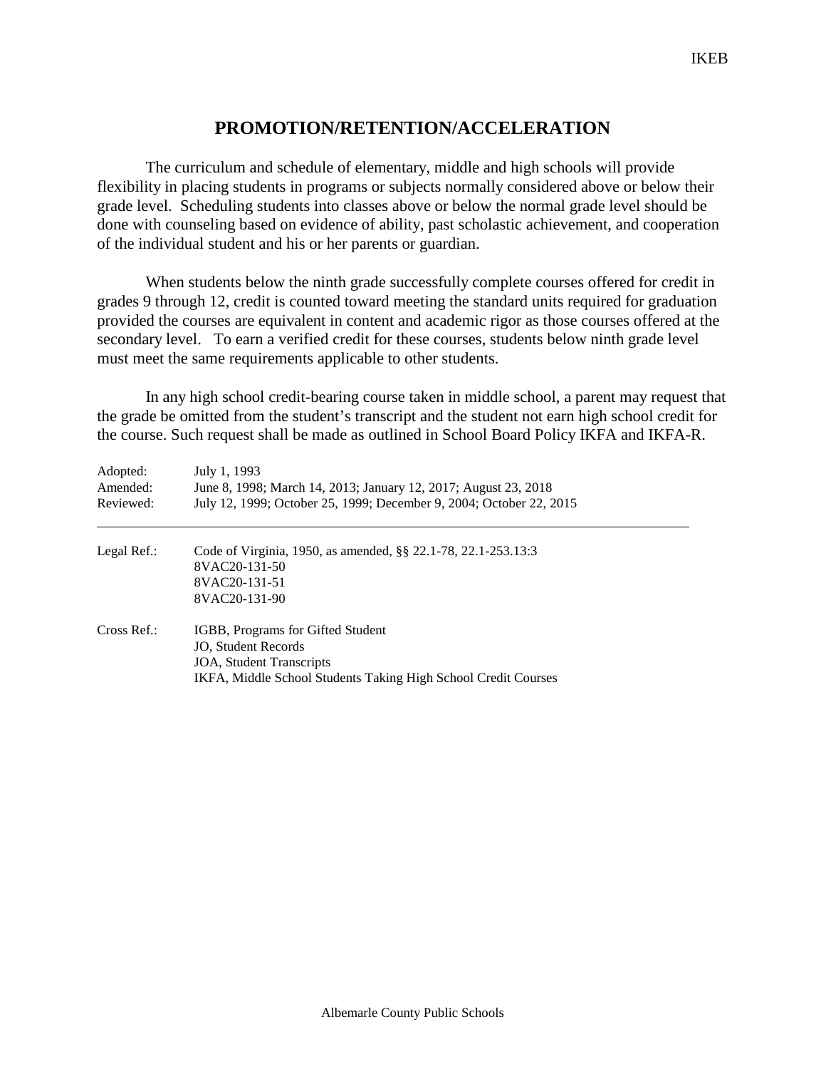# PROMOTION/RETENTION/ACCELERATION

The curriculum and schedule of elementary, middle and high schools will provide flexibility in placing students in programs or subjects normally considered above or below their grade level. Scheduling students into classes above or below the normal grade level should be done with counseling based on evidence of ability, past scholastic achievement, and cooperation of the individual student and his or her parents or guardian.

When students below the ninth grade successfully complete courses offered for credit in grades 9 through 12, credit is counted toward meeting the standard units required for graduation provided the courses are equivalent in content and academic rigor as those courses offered at the secondary level. To earn a verified credit for these courses, students below ninth grade level must meet the same requirements applicable to other students.

In any high school credit-bearing course taken in middle school, a parent may request that the grade be omitted from the student's transcript and the student not earn high school credit for the course. Such request shall be made as outlined in School Board Policy IKFA and IKFA-R.

Adopted: July 1, 1993
Amended: June 8, 1998; March 14, 2013; January 12, 2017; August 23, 2018
Reviewed: July 12, 1999; October 25, 1999; December 9, 2004; October 22, 2015

---

Legal Ref.: Code of Virginia, 1950, as amended, §§ 22.1-78, 22.1-253.13:3
8VAC20-131-50
8VAC20-131-51
8VAC20-131-90

Cross Ref.: IGBB, Programs for Gifted Student
JO, Student Records
JOA, Student Transcripts
IKFA, Middle School Students Taking High School Credit Courses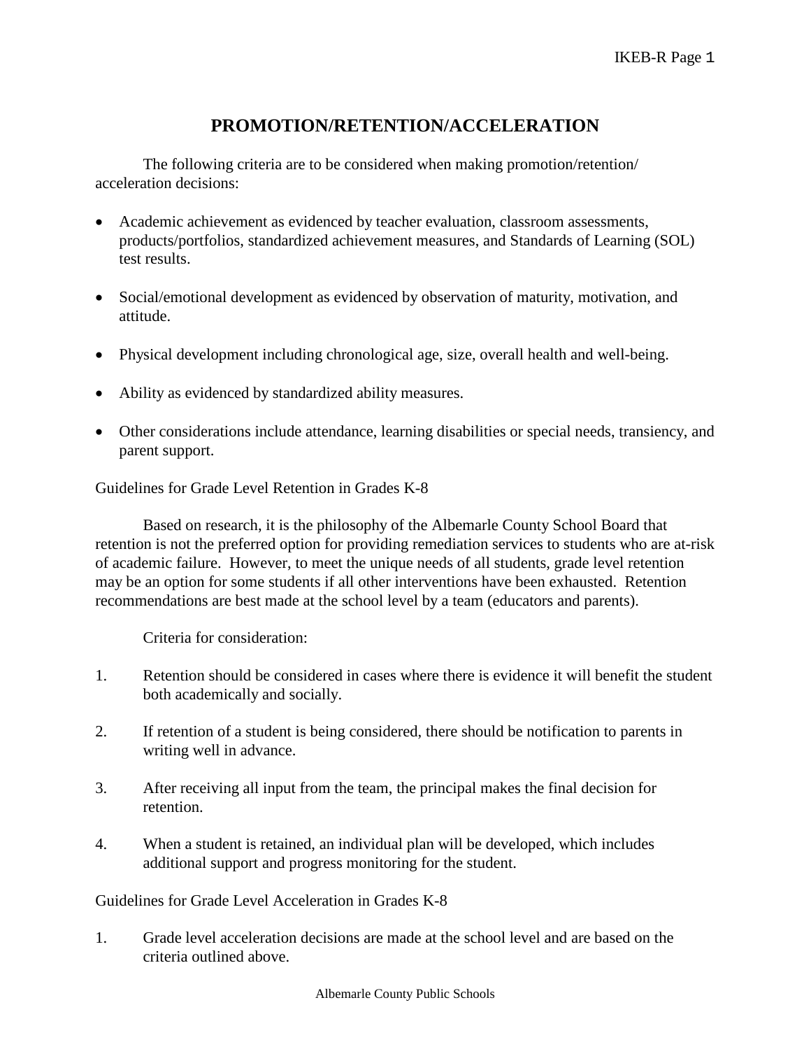# PROMOTION/RETENTION/ACCELERATION

The following criteria are to be considered when making promotion/retention/ acceleration decisions:

- Academic achievement as evidenced by teacher evaluation, classroom assessments, products/portfolios, standardized achievement measures, and Standards of Learning (SOL) test results.
- Social/emotional development as evidenced by observation of maturity, motivation, and attitude.
- Physical development including chronological age, size, overall health and well-being.
- Ability as evidenced by standardized ability measures.
- Other considerations include attendance, learning disabilities or special needs, transiency, and parent support.

Guidelines for Grade Level Retention in Grades K-8

Based on research, it is the philosophy of the Albemarle County School Board that retention is not the preferred option for providing remediation services to students who are at-risk of academic failure. However, to meet the unique needs of all students, grade level retention may be an option for some students if all other interventions have been exhausted. Retention recommendations are best made at the school level by a team (educators and parents).

Criteria for consideration:

1. Retention should be considered in cases where there is evidence it will benefit the student both academically and socially.
2. If retention of a student is being considered, there should be notification to parents in writing well in advance.
3. After receiving all input from the team, the principal makes the final decision for retention.
4. When a student is retained, an individual plan will be developed, which includes additional support and progress monitoring for the student.

Guidelines for Grade Level Acceleration in Grades K-8

1. Grade level acceleration decisions are made at the school level and are based on the criteria outlined above.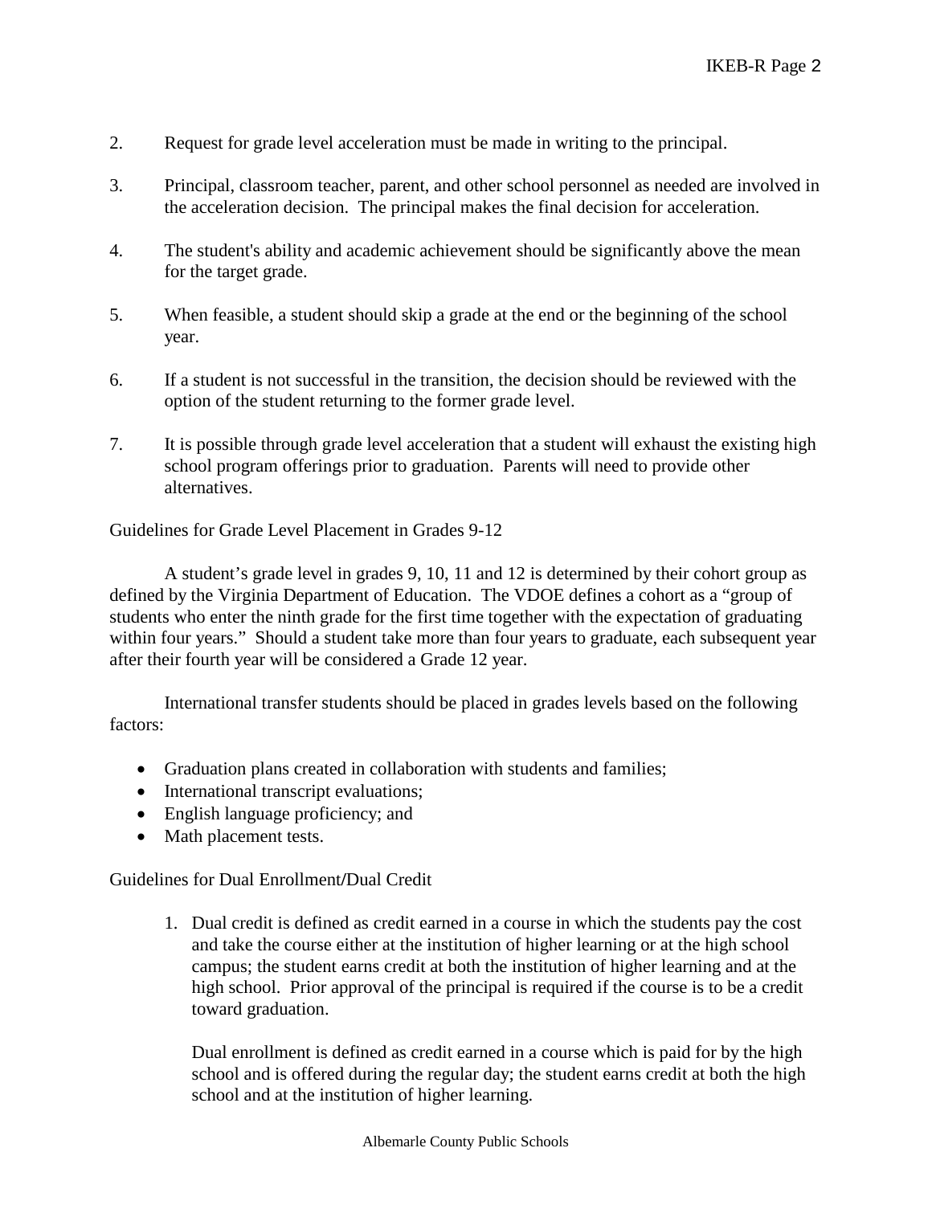2. Request for grade level acceleration must be made in writing to the principal.

3. Principal, classroom teacher, parent, and other school personnel as needed are involved in the acceleration decision. The principal makes the final decision for acceleration.

4. The student's ability and academic achievement should be significantly above the mean for the target grade.

5. When feasible, a student should skip a grade at the end or the beginning of the school year.

6. If a student is not successful in the transition, the decision should be reviewed with the option of the student returning to the former grade level.

7. It is possible through grade level acceleration that a student will exhaust the existing high school program offerings prior to graduation. Parents will need to provide other alternatives.

Guidelines for Grade Level Placement in Grades 9-12

A student's grade level in grades 9, 10, 11 and 12 is determined by their cohort group as defined by the Virginia Department of Education. The VDOE defines a cohort as a "group of students who enter the ninth grade for the first time together with the expectation of graduating within four years." Should a student take more than four years to graduate, each subsequent year after their fourth year will be considered a Grade 12 year.

International transfer students should be placed in grades levels based on the following factors:

- Graduation plans created in collaboration with students and families;
- International transcript evaluations;
- English language proficiency; and
- Math placement tests.

Guidelines for Dual Enrollment/Dual Credit

1. Dual credit is defined as credit earned in a course in which the students pay the cost and take the course either at the institution of higher learning or at the high school campus; the student earns credit at both the institution of higher learning and at the high school. Prior approval of the principal is required if the course is to be a credit toward graduation.

   Dual enrollment is defined as credit earned in a course which is paid for by the high school and is offered during the regular day; the student earns credit at both the high school and at the institution of higher learning.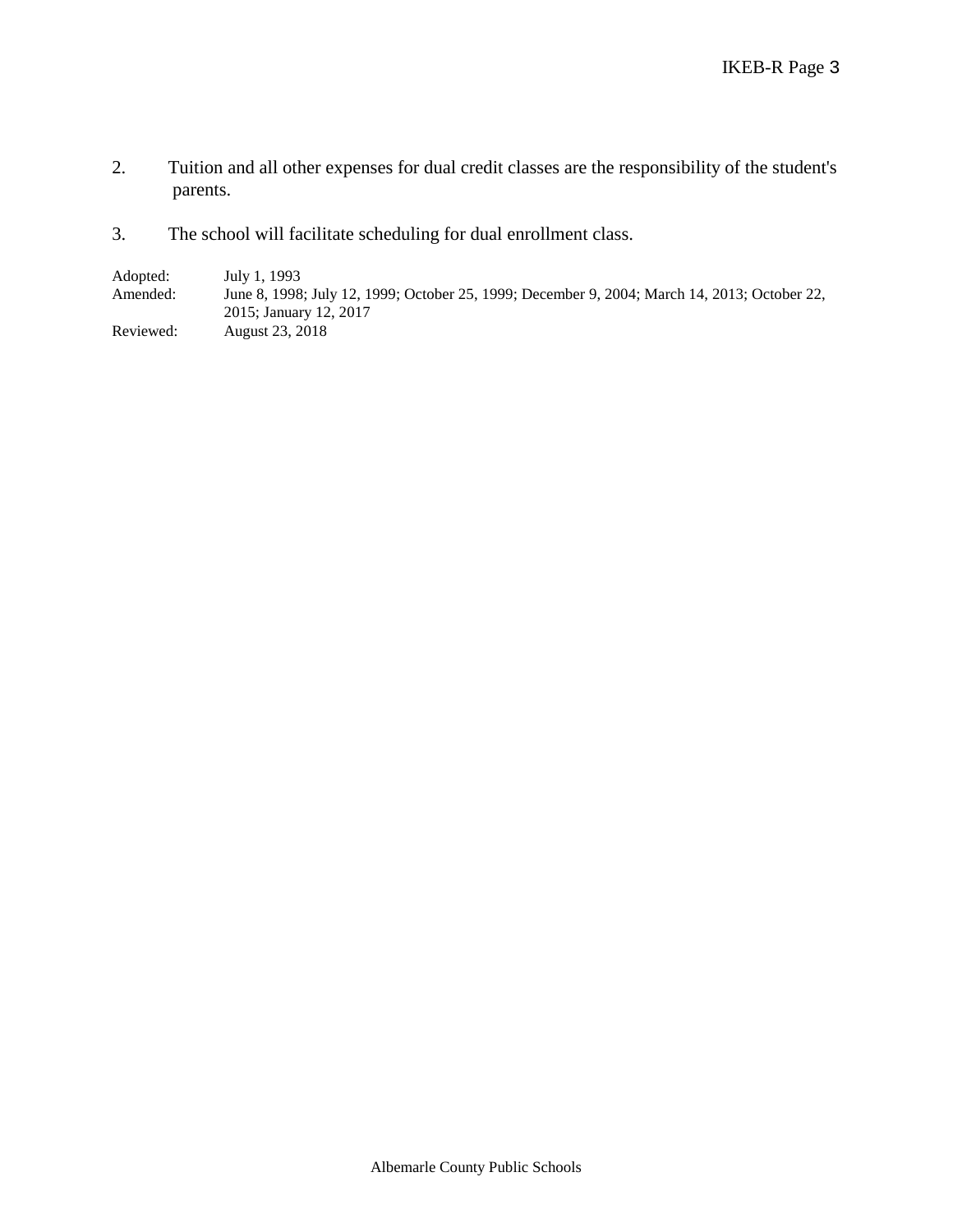2. Tuition and all other expenses for dual credit classes are the responsibility of the student's parents.

3. The school will facilitate scheduling for dual enrollment class.

Adopted: July 1, 1993
Amended: June 8, 1998; July 12, 1999; October 25, 1999; December 9, 2004; March 14, 2013; October 22, 2015; January 12, 2017
Reviewed: August 23, 2018